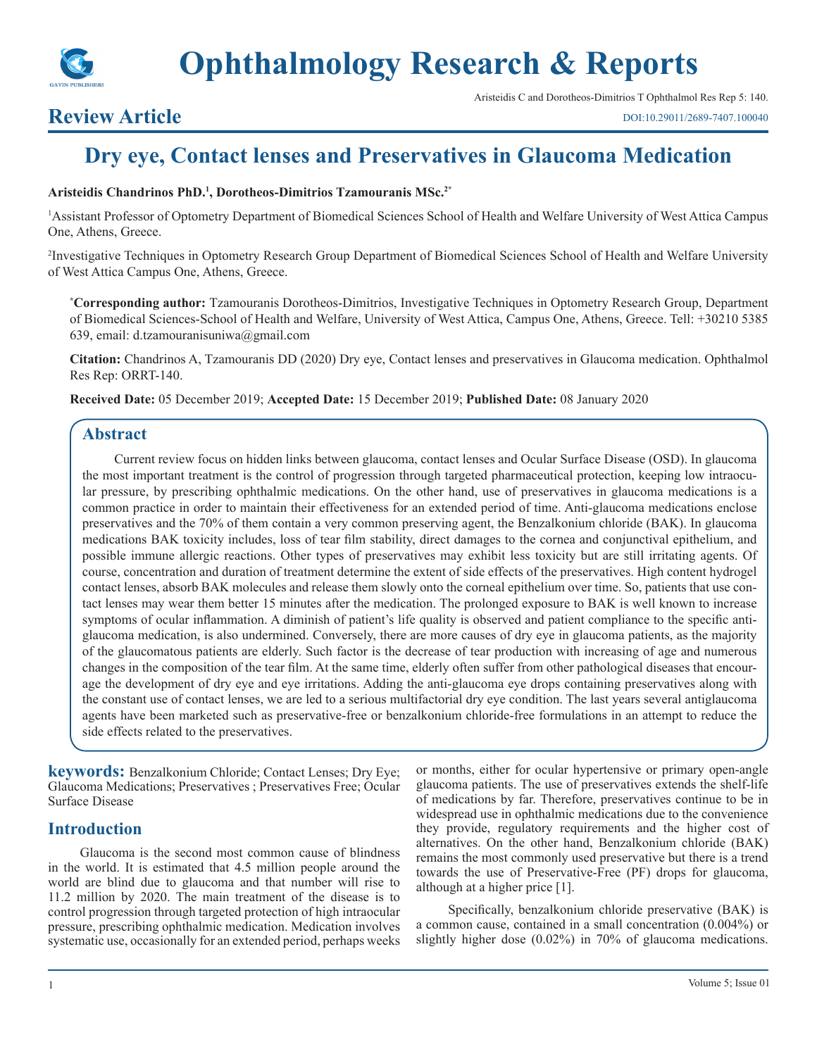# Dry eye, Contact lenses and Preservatives in Glaucoma Medication

**Review Article**

**Aristeidis Chandrinos PhD.[1], Dorotheos-Dimitrios Tzamouranis MSc.[2*]**

[1]Assistant Professor of Optometry Department of Biomedical Sciences School of Health and Welfare University of West Attica Campus One, Athens, Greece.

[2]Investigative Techniques in Optometry Research Group Department of Biomedical Sciences School of Health and Welfare University of West Attica Campus One, Athens, Greece.

**\*Corresponding author:** Tzamouranis Dorotheos-Dimitrios, Investigative Techniques in Optometry Research Group, Department of Biomedical Sciences-School of Health and Welfare, University of West Attica, Campus One, Athens, Greece. Tell: +30210 5385 639, email: d.tzamouranisuniwa@gmail.com

**Citation:** Chandrinos A, Tzamouranis DD (2020) Dry eye, Contact lenses and preservatives in Glaucoma medication. Ophthalmol Res Rep: ORRT-140.

**Received Date:** 05 December 2019; **Accepted Date:** 15 December 2019; **Published Date:** 08 January 2020

## Abstract

Current review focus on hidden links between glaucoma, contact lenses and Ocular Surface Disease (OSD). In glaucoma the most important treatment is the control of progression through targeted pharmaceutical protection, keeping low intraocular pressure, by prescribing ophthalmic medications. On the other hand, use of preservatives in glaucoma medications is a common practice in order to maintain their effectiveness for an extended period of time. Anti-glaucoma medications enclose preservatives and the 70% of them contain a very common preserving agent, the Benzalkonium chloride (BAK). In glaucoma medications BAK toxicity includes, loss of tear film stability, direct damages to the cornea and conjunctival epithelium, and possible immune allergic reactions. Other types of preservatives may exhibit less toxicity but are still irritating agents. Of course, concentration and duration of treatment determine the extent of side effects of the preservatives. High content hydrogel contact lenses, absorb BAK molecules and release them slowly onto the corneal epithelium over time. So, patients that use contact lenses may wear them better 15 minutes after the medication. The prolonged exposure to BAK is well known to increase symptoms of ocular inflammation. A diminish of patient's life quality is observed and patient compliance to the specific anti-glaucoma medication, is also undermined. Conversely, there are more causes of dry eye in glaucoma patients, as the majority of the glaucomatous patients are elderly. Such factor is the decrease of tear production with increasing of age and numerous changes in the composition of the tear film. At the same time, elderly often suffer from other pathological diseases that encourage the development of dry eye and eye irritations. Adding the anti-glaucoma eye drops containing preservatives along with the constant use of contact lenses, we are led to a serious multifactorial dry eye condition. The last years several antiglaucoma agents have been marketed such as preservative-free or benzalkonium chloride-free formulations in an attempt to reduce the side effects related to the preservatives.

**keywords:** Benzalkonium Chloride; Contact Lenses; Dry Eye; Glaucoma Medications; Preservatives ; Preservatives Free; Ocular Surface Disease

## Introduction

Glaucoma is the second most common cause of blindness in the world. It is estimated that 4.5 million people around the world are blind due to glaucoma and that number will rise to 11.2 million by 2020. The main treatment of the disease is to control progression through targeted protection of high intraocular pressure, prescribing ophthalmic medication. Medication involves systematic use, occasionally for an extended period, perhaps weeks or months, either for ocular hypertensive or primary open-angle glaucoma patients. The use of preservatives extends the shelf-life of medications by far. Therefore, preservatives continue to be in widespread use in ophthalmic medications due to the convenience they provide, regulatory requirements and the higher cost of alternatives. On the other hand, Benzalkonium chloride (BAK) remains the most commonly used preservative but there is a trend towards the use of Preservative-Free (PF) drops for glaucoma, although at a higher price [1].

Specifically, benzalkonium chloride preservative (BAK) is a common cause, contained in a small concentration (0.004%) or slightly higher dose (0.02%) in 70% of glaucoma medications.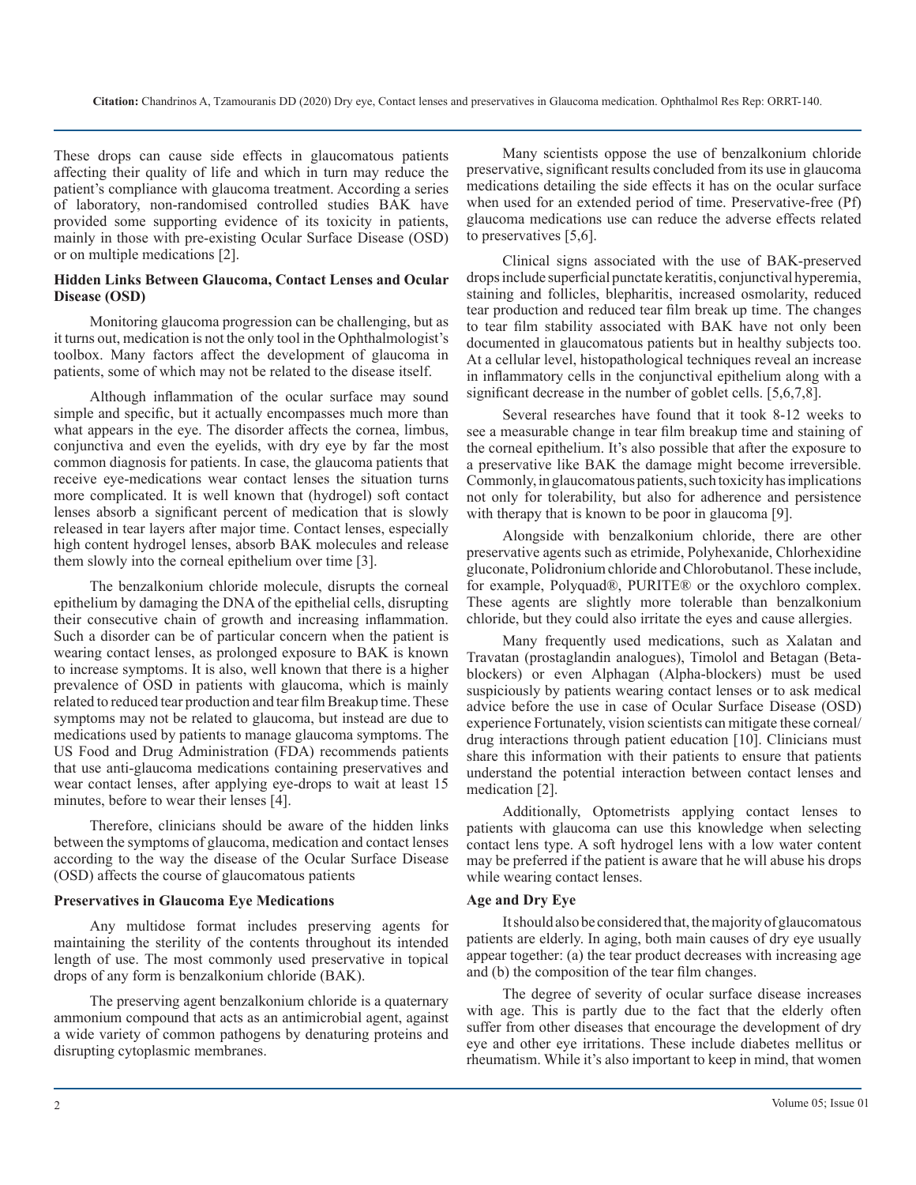These drops can cause side effects in glaucomatous patients affecting their quality of life and which in turn may reduce the patient's compliance with glaucoma treatment. According a series of laboratory, non-randomised controlled studies BAK have provided some supporting evidence of its toxicity in patients, mainly in those with pre-existing Ocular Surface Disease (OSD) or on multiple medications [2].

## Hidden Links Between Glaucoma, Contact Lenses and Ocular Disease (OSD)

Monitoring glaucoma progression can be challenging, but as it turns out, medication is not the only tool in the Ophthalmologist's toolbox. Many factors affect the development of glaucoma in patients, some of which may not be related to the disease itself.

Although inflammation of the ocular surface may sound simple and specific, but it actually encompasses much more than what appears in the eye. The disorder affects the cornea, limbus, conjunctiva and even the eyelids, with dry eye by far the most common diagnosis for patients. In case, the glaucoma patients that receive eye-medications wear contact lenses the situation turns more complicated. It is well known that (hydrogel) soft contact lenses absorb a significant percent of medication that is slowly released in tear layers after major time. Contact lenses, especially high content hydrogel lenses, absorb BAK molecules and release them slowly into the corneal epithelium over time [3].

The benzalkonium chloride molecule, disrupts the corneal epithelium by damaging the DNA of the epithelial cells, disrupting their consecutive chain of growth and increasing inflammation. Such a disorder can be of particular concern when the patient is wearing contact lenses, as prolonged exposure to BAK is known to increase symptoms. It is also, well known that there is a higher prevalence of OSD in patients with glaucoma, which is mainly related to reduced tear production and tear film Breakup time. These symptoms may not be related to glaucoma, but instead are due to medications used by patients to manage glaucoma symptoms. The US Food and Drug Administration (FDA) recommends patients that use anti-glaucoma medications containing preservatives and wear contact lenses, after applying eye-drops to wait at least 15 minutes, before to wear their lenses [4].

Therefore, clinicians should be aware of the hidden links between the symptoms of glaucoma, medication and contact lenses according to the way the disease of the Ocular Surface Disease (OSD) affects the course of glaucomatous patients

## Preservatives in Glaucoma Eye Medications

Any multidose format includes preserving agents for maintaining the sterility of the contents throughout its intended length of use. The most commonly used preservative in topical drops of any form is benzalkonium chloride (BAK).

The preserving agent benzalkonium chloride is a quaternary ammonium compound that acts as an antimicrobial agent, against a wide variety of common pathogens by denaturing proteins and disrupting cytoplasmic membranes.

Many scientists oppose the use of benzalkonium chloride preservative, significant results concluded from its use in glaucoma medications detailing the side effects it has on the ocular surface when used for an extended period of time. Preservative-free (Pf) glaucoma medications use can reduce the adverse effects related to preservatives [5,6].

Clinical signs associated with the use of BAK-preserved drops include superficial punctate keratitis, conjunctival hyperemia, staining and follicles, blepharitis, increased osmolarity, reduced tear production and reduced tear film break up time. The changes to tear film stability associated with BAK have not only been documented in glaucomatous patients but in healthy subjects too. At a cellular level, histopathological techniques reveal an increase in inflammatory cells in the conjunctival epithelium along with a significant decrease in the number of goblet cells. [5,6,7,8].

Several researches have found that it took 8-12 weeks to see a measurable change in tear film breakup time and staining of the corneal epithelium. It's also possible that after the exposure to a preservative like BAK the damage might become irreversible. Commonly, in glaucomatous patients, such toxicity has implications not only for tolerability, but also for adherence and persistence with therapy that is known to be poor in glaucoma [9].

Alongside with benzalkonium chloride, there are other preservative agents such as etrimide, Polyhexanide, Chlorhexidine gluconate, Polidronium chloride and Chlorobutanol. These include, for example, Polyquad®, PURITE® or the oxychloro complex. These agents are slightly more tolerable than benzalkonium chloride, but they could also irritate the eyes and cause allergies.

Many frequently used medications, such as Xalatan and Travatan (prostaglandin analogues), Timolol and Betagan (Beta-blockers) or even Alphagan (Alpha-blockers) must be used suspiciously by patients wearing contact lenses or to ask medical advice before the use in case of Ocular Surface Disease (OSD) experience Fortunately, vision scientists can mitigate these corneal/drug interactions through patient education [10]. Clinicians must share this information with their patients to ensure that patients understand the potential interaction between contact lenses and medication [2].

Additionally, Optometrists applying contact lenses to patients with glaucoma can use this knowledge when selecting contact lens type. A soft hydrogel lens with a low water content may be preferred if the patient is aware that he will abuse his drops while wearing contact lenses.

## Age and Dry Eye

It should also be considered that, the majority of glaucomatous patients are elderly. In aging, both main causes of dry eye usually appear together: (a) the tear product decreases with increasing age and (b) the composition of the tear film changes.

The degree of severity of ocular surface disease increases with age. This is partly due to the fact that the elderly often suffer from other diseases that encourage the development of dry eye and other eye irritations. These include diabetes mellitus or rheumatism. While it's also important to keep in mind, that women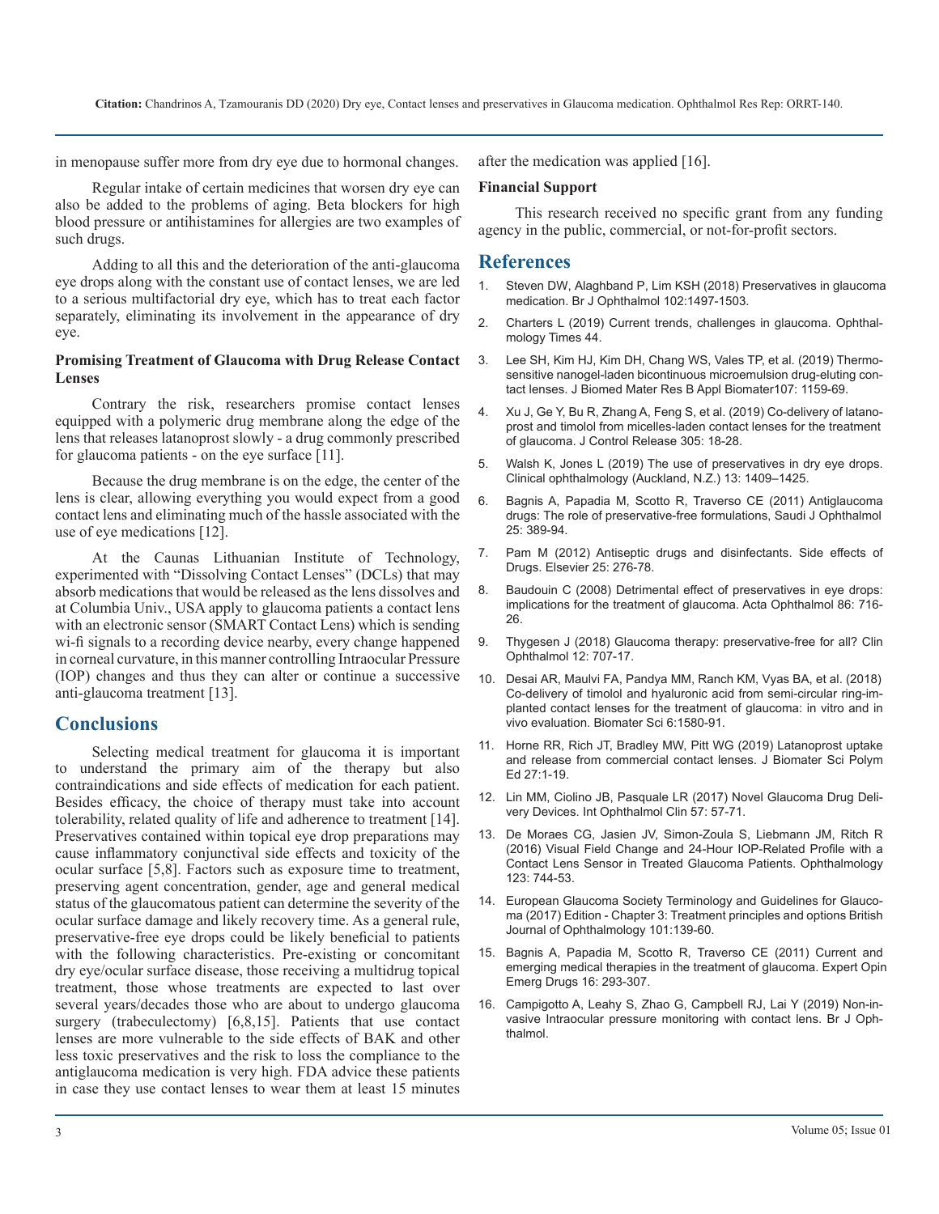in menopause suffer more from dry eye due to hormonal changes.

Regular intake of certain medicines that worsen dry eye can also be added to the problems of aging. Beta blockers for high blood pressure or antihistamines for allergies are two examples of such drugs.

Adding to all this and the deterioration of the anti-glaucoma eye drops along with the constant use of contact lenses, we are led to a serious multifactorial dry eye, which has to treat each factor separately, eliminating its involvement in the appearance of dry eye.

**Promising Treatment of Glaucoma with Drug Release Contact Lenses**

Contrary the risk, researchers promise contact lenses equipped with a polymeric drug membrane along the edge of the lens that releases latanoprost slowly - a drug commonly prescribed for glaucoma patients - on the eye surface [11].

Because the drug membrane is on the edge, the center of the lens is clear, allowing everything you would expect from a good contact lens and eliminating much of the hassle associated with the use of eye medications [12].

At the Caunas Lithuanian Institute of Technology, experimented with "Dissolving Contact Lenses" (DCLs) that may absorb medications that would be released as the lens dissolves and at Columbia Univ., USA apply to glaucoma patients a contact lens with an electronic sensor (SMART Contact Lens) which is sending wi-fi signals to a recording device nearby, every change happened in corneal curvature, in this manner controlling Intraocular Pressure (IOP) changes and thus they can alter or continue a successive anti-glaucoma treatment [13].

## Conclusions

Selecting medical treatment for glaucoma it is important to understand the primary aim of the therapy but also contraindications and side effects of medication for each patient. Besides efficacy, the choice of therapy must take into account tolerability, related quality of life and adherence to treatment [14]. Preservatives contained within topical eye drop preparations may cause inflammatory conjunctival side effects and toxicity of the ocular surface [5,8]. Factors such as exposure time to treatment, preserving agent concentration, gender, age and general medical status of the glaucomatous patient can determine the severity of the ocular surface damage and likely recovery time. As a general rule, preservative-free eye drops could be likely beneficial to patients with the following characteristics. Pre-existing or concomitant dry eye/ocular surface disease, those receiving a multidrug topical treatment, those whose treatments are expected to last over several years/decades those who are about to undergo glaucoma surgery (trabeculectomy) [6,8,15]. Patients that use contact lenses are more vulnerable to the side effects of BAK and other less toxic preservatives and the risk to loss the compliance to the antiglaucoma medication is very high. FDA advice these patients in case they use contact lenses to wear them at least 15 minutes after the medication was applied [16].

**Financial Support**

This research received no specific grant from any funding agency in the public, commercial, or not-for-profit sectors.

## References

1. Steven DW, Alaghband P, Lim KSH (2018) Preservatives in glaucoma medication. Br J Ophthalmol 102:1497-1503.
2. Charters L (2019) Current trends, challenges in glaucoma. Ophthalmology Times 44.
3. Lee SH, Kim HJ, Kim DH, Chang WS, Vales TP, et al. (2019) Thermosensitive nanogel-laden bicontinuous microemulsion drug-eluting contact lenses. J Biomed Mater Res B Appl Biomater107: 1159-69.
4. Xu J, Ge Y, Bu R, Zhang A, Feng S, et al. (2019) Co-delivery of latanoprost and timolol from micelles-laden contact lenses for the treatment of glaucoma. J Control Release 305: 18-28.
5. Walsh K, Jones L (2019) The use of preservatives in dry eye drops. Clinical ophthalmology (Auckland, N.Z.) 13: 1409–1425.
6. Bagnis A, Papadia M, Scotto R, Traverso CE (2011) Antiglaucoma drugs: The role of preservative-free formulations, Saudi J Ophthalmol 25: 389-94.
7. Pam M (2012) Antiseptic drugs and disinfectants. Side effects of Drugs. Elsevier 25: 276-78.
8. Baudouin C (2008) Detrimental effect of preservatives in eye drops: implications for the treatment of glaucoma. Acta Ophthalmol 86: 716-26.
9. Thygesen J (2018) Glaucoma therapy: preservative-free for all? Clin Ophthalmol 12: 707-17.
10. Desai AR, Maulvi FA, Pandya MM, Ranch KM, Vyas BA, et al. (2018) Co-delivery of timolol and hyaluronic acid from semi-circular ring-implanted contact lenses for the treatment of glaucoma: in vitro and in vivo evaluation. Biomater Sci 6:1580-91.
11. Horne RR, Rich JT, Bradley MW, Pitt WG (2019) Latanoprost uptake and release from commercial contact lenses. J Biomater Sci Polym Ed 27:1-19.
12. Lin MM, Ciolino JB, Pasquale LR (2017) Novel Glaucoma Drug Delivery Devices. Int Ophthalmol Clin 57: 57-71.
13. De Moraes CG, Jasien JV, Simon-Zoula S, Liebmann JM, Ritch R (2016) Visual Field Change and 24-Hour IOP-Related Profile with a Contact Lens Sensor in Treated Glaucoma Patients. Ophthalmology 123: 744-53.
14. European Glaucoma Society Terminology and Guidelines for Glaucoma (2017) Edition - Chapter 3: Treatment principles and options British Journal of Ophthalmology 101:139-60.
15. Bagnis A, Papadia M, Scotto R, Traverso CE (2011) Current and emerging medical therapies in the treatment of glaucoma. Expert Opin Emerg Drugs 16: 293-307.
16. Campigotto A, Leahy S, Zhao G, Campbell RJ, Lai Y (2019) Non-invasive Intraocular pressure monitoring with contact lens. Br J Ophthalmol.